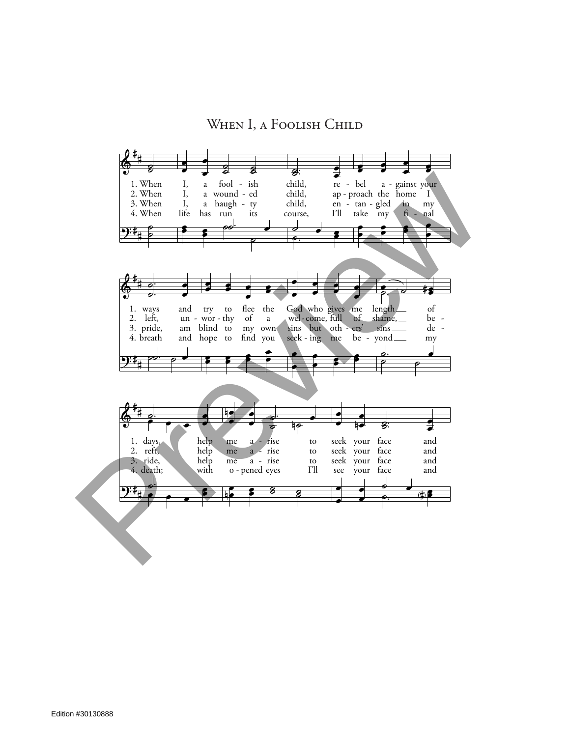# When I, a Foolish Child

1. When I, a fool - ish child, re - bel a - gainst your
2. When I, a wound - ed child, ap - proach the home I
3. When I, a haugh - ty child, en - tan - gled in my
4. When life has run its course, I'll take my fi - nal

1. ways and try to flee the God who gives me length of
2. left, un - wor - thy of a wel - come, full of shame, be -
3. pride, am blind to my own sins but oth - ers' sins de -
4. breath and hope to find you seek - ing me be - yond my

1. days, help me a - rise to seek your face and
2. reft, help me a - rise to seek your face and
3. ride, help me a - rise to seek your face and
4. death; with o - pened eyes I'll see your face and

Edition #30130888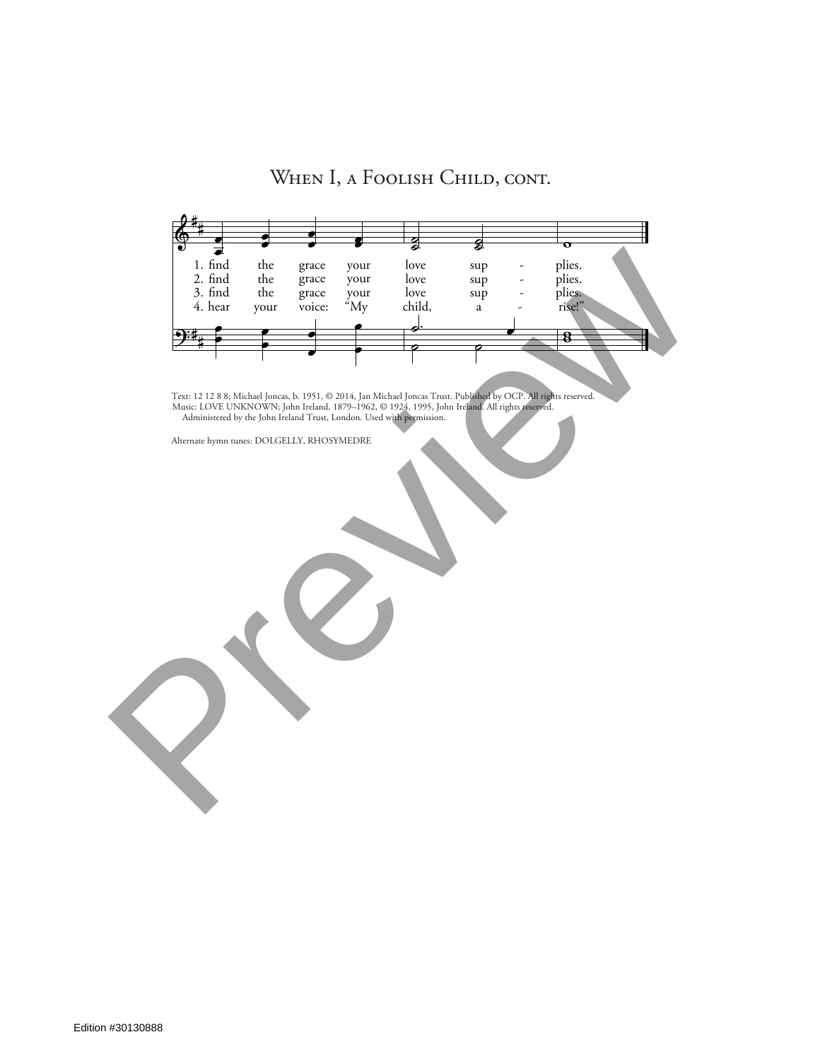# When I, a Foolish Child, cont.

1. find the grace your love sup - plies.
2. find the grace your love sup - plies.
3. find the grace your love sup - plies.
4. hear your voice: "My child, a - rise!"

Text: 12 12 8 8; Michael Joncas, b. 1951, © 2014, Jan Michael Joncas Trust. Published by OCP. All rights reserved.
Music: LOVE UNKNOWN; John Ireland, 1879–1962, © 1924, 1995, John Ireland. All rights reserved.
Administered by the John Ireland Trust, London. Used with permission.

Alternate hymn tunes: DOLGELLY, RHOSYMEDRE

Edition #30130888